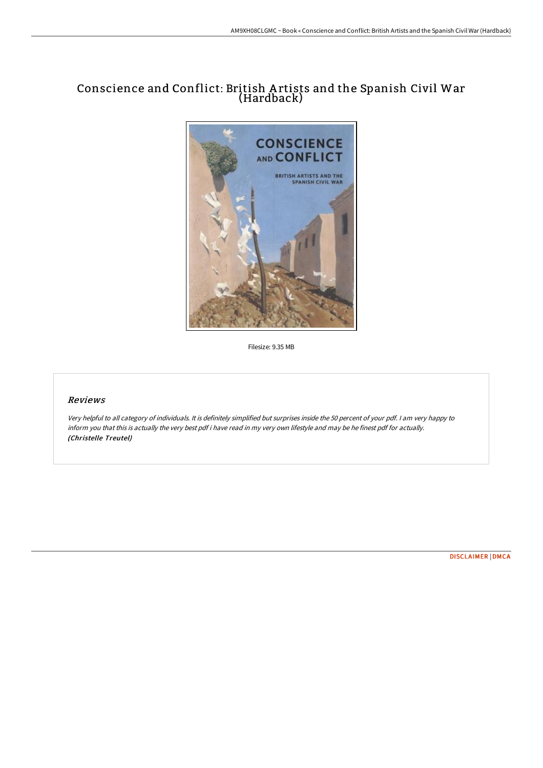# Conscience and Conflict: British Artists and the Spanish Civil War (Hardback)

Filesize: 9.35 MB

## Reviews

*Very helpful to all category of individuals. It is definitely simplified but surprises inside the 50 percent of your pdf. I am very happy to inform you that this is actually the very best pdf i have read in my very own lifestyle and may be he finest pdf for actually.* **(Christelle Treutel)**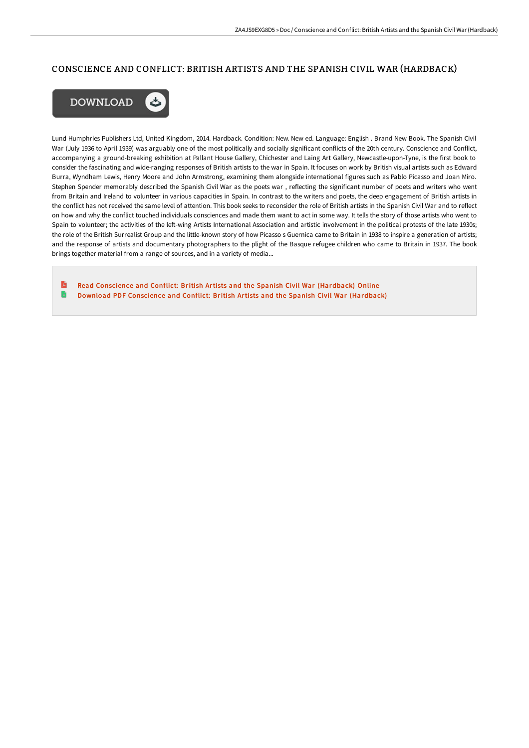# CONSCIENCE AND CONFLICT: BRITISH ARTISTS AND THE SPANISH CIVIL WAR (HARDBACK)

Lund Humphries Publishers Ltd, United Kingdom, 2014. Hardback. Condition: New. New ed. Language: English . Brand New Book. The Spanish Civil War (July 1936 to April 1939) was arguably one of the most politically and socially significant conflicts of the 20th century. Conscience and Conflict, accompanying a ground-breaking exhibition at Pallant House Gallery, Chichester and Laing Art Gallery, Newcastle-upon-Tyne, is the first book to consider the fascinating and wide-ranging responses of British artists to the war in Spain. It focuses on work by British visual artists such as Edward Burra, Wyndham Lewis, Henry Moore and John Armstrong, examining them alongside international figures such as Pablo Picasso and Joan Miro. Stephen Spender memorably described the Spanish Civil War as the poets war , reflecting the significant number of poets and writers who went from Britain and Ireland to volunteer in various capacities in Spain. In contrast to the writers and poets, the deep engagement of British artists in the conflict has not received the same level of attention. This book seeks to reconsider the role of British artists in the Spanish Civil War and to reflect on how and why the conflict touched individuals consciences and made them want to act in some way. It tells the story of those artists who went to Spain to volunteer; the activities of the left-wing Artists International Association and artistic involvement in the political protests of the late 1930s; the role of the British Surrealist Group and the little-known story of how Picasso s Guernica came to Britain in 1938 to inspire a generation of artists; and the response of artists and documentary photographers to the plight of the Basque refugee children who came to Britain in 1937. The book brings together material from a range of sources, and in a variety of media...

- Read Conscience and Conflict: British Artists and the Spanish Civil War (Hardback) Online
- Download PDF Conscience and Conflict: British Artists and the Spanish Civil War (Hardback)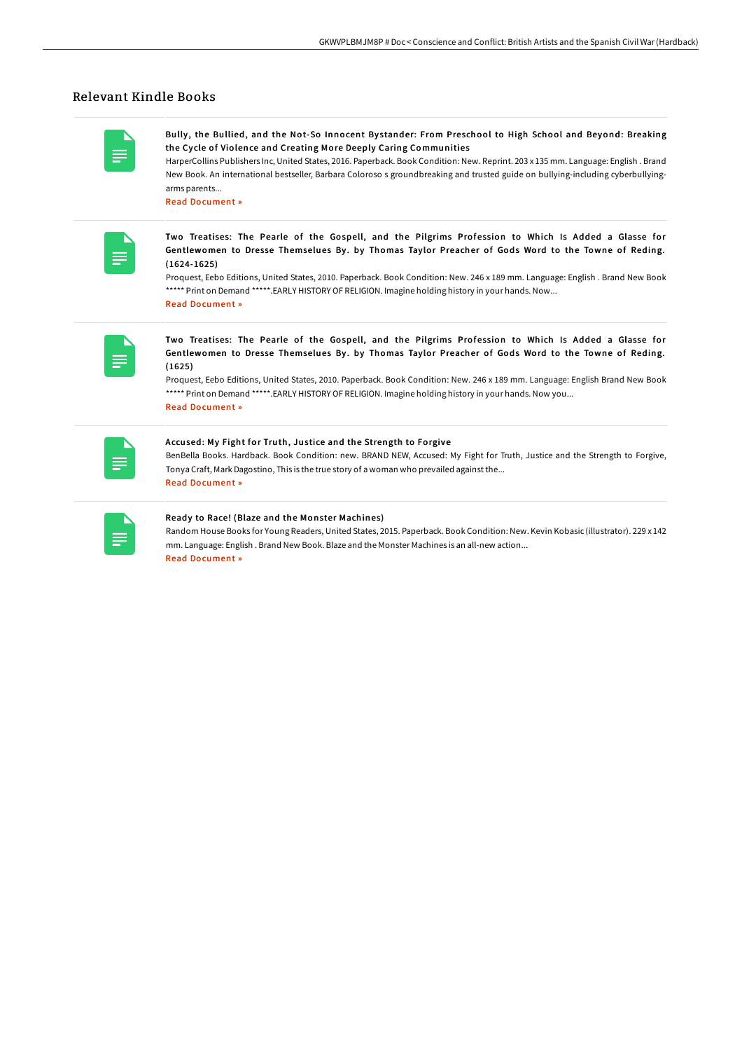## Relevant Kindle Books

**Bully, the Bullied, and the Not-So Innocent Bystander: From Preschool to High School and Beyond: Breaking the Cycle of Violence and Creating More Deeply Caring Communities**

HarperCollins Publishers Inc, United States, 2016. Paperback. Book Condition: New. Reprint. 203 x 135 mm. Language: English . Brand New Book. An international bestseller, Barbara Coloroso s groundbreaking and trusted guide on bullying-including cyberbullying-arms parents...

Read Document »

**Two Treatises: The Pearle of the Gospell, and the Pilgrims Profession to Which Is Added a Glasse for Gentlewomen to Dresse Themselues By. by Thomas Taylor Preacher of Gods Word to the Towne of Reding. (1624-1625)**

Proquest, Eebo Editions, United States, 2010. Paperback. Book Condition: New. 246 x 189 mm. Language: English . Brand New Book ***** Print on Demand *****.EARLY HISTORY OF RELIGION. Imagine holding history in your hands. Now...

Read Document »

**Two Treatises: The Pearle of the Gospell, and the Pilgrims Profession to Which Is Added a Glasse for Gentlewomen to Dresse Themselues By. by Thomas Taylor Preacher of Gods Word to the Towne of Reding. (1625)**

Proquest, Eebo Editions, United States, 2010. Paperback. Book Condition: New. 246 x 189 mm. Language: English Brand New Book ***** Print on Demand *****.EARLY HISTORY OF RELIGION. Imagine holding history in your hands. Now you...

Read Document »

**Accused: My Fight for Truth, Justice and the Strength to Forgive**

BenBella Books. Hardback. Book Condition: new. BRAND NEW, Accused: My Fight for Truth, Justice and the Strength to Forgive, Tonya Craft, Mark Dagostino, This is the true story of a woman who prevailed against the...

Read Document »

**Ready to Race! (Blaze and the Monster Machines)**

Random House Books for Young Readers, United States, 2015. Paperback. Book Condition: New. Kevin Kobasic (illustrator). 229 x 142 mm. Language: English . Brand New Book. Blaze and the Monster Machines is an all-new action...

Read Document »